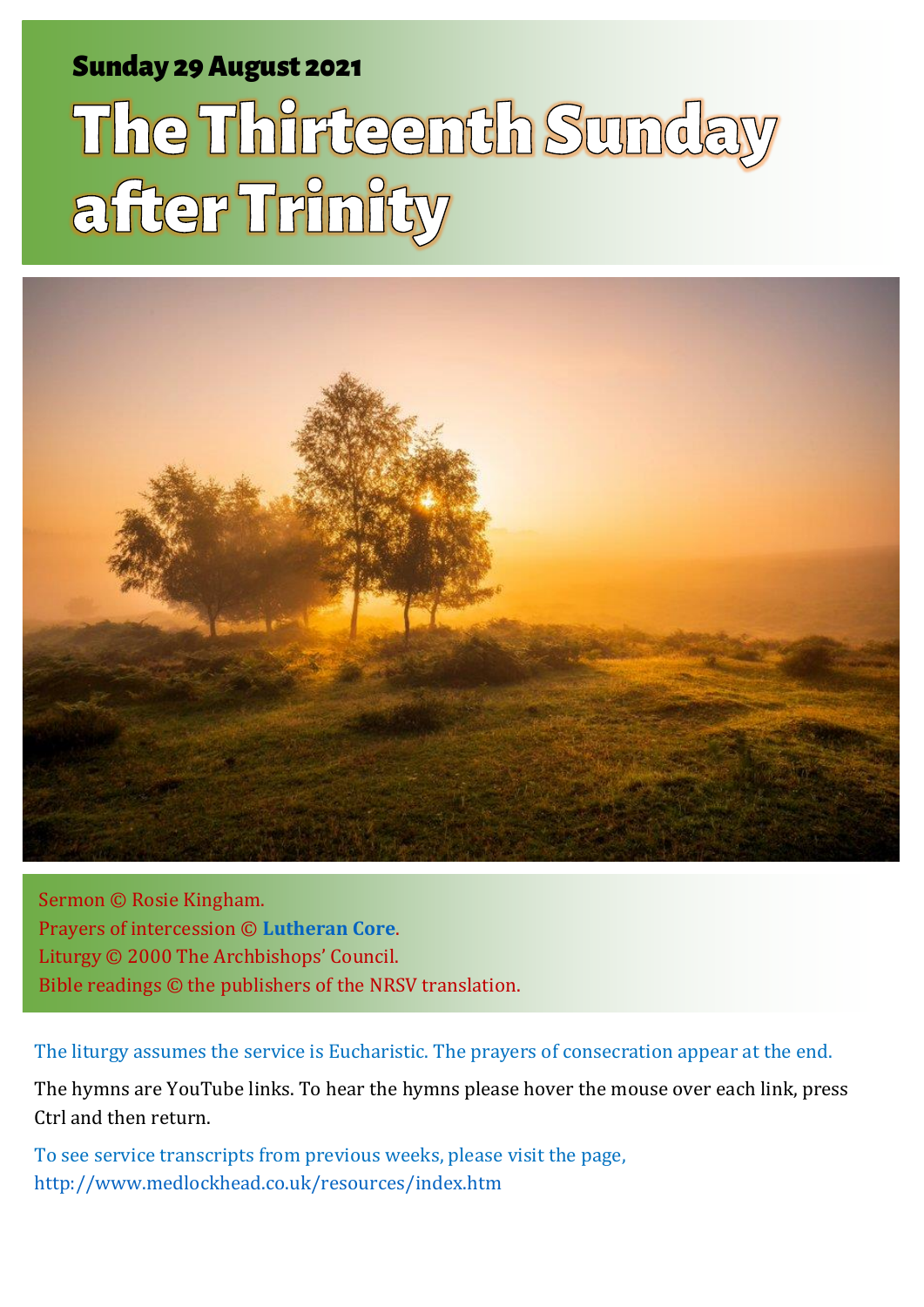**Sunday 29 August 2021**

# The Thirteenth Sunday after Trinity

Sermon © Rosie Kingham.
Prayers of intercession © **Lutheran Core**.
Liturgy © 2000 The Archbishops' Council.
Bible readings © the publishers of the NRSV translation.

The liturgy assumes the service is Eucharistic. The prayers of consecration appear at the end.

The hymns are YouTube links. To hear the hymns please hover the mouse over each link, press Ctrl and then return.

To see service transcripts from previous weeks, please visit the page, http://www.medlockhead.co.uk/resources/index.htm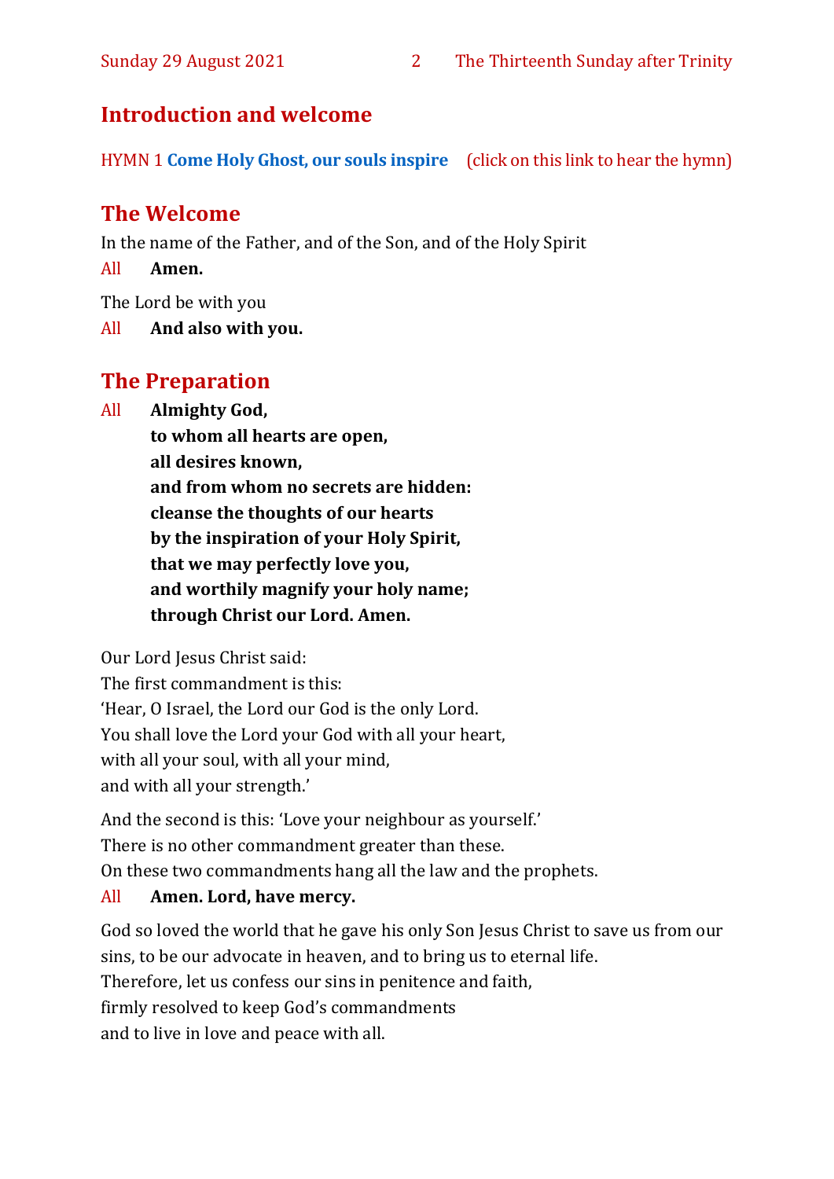## Introduction and welcome

HYMN 1 **Come Holy Ghost, our souls inspire** (click on this link to hear the hymn)

## The Welcome

In the name of the Father, and of the Son, and of the Holy Spirit

All **Amen.**

The Lord be with you

All **And also with you.**

## The Preparation

All **Almighty God,**
**to whom all hearts are open,**
**all desires known,**
**and from whom no secrets are hidden:**
**cleanse the thoughts of our hearts**
**by the inspiration of your Holy Spirit,**
**that we may perfectly love you,**
**and worthily magnify your holy name;**
**through Christ our Lord. Amen.**

Our Lord Jesus Christ said:
The first commandment is this:
'Hear, O Israel, the Lord our God is the only Lord.
You shall love the Lord your God with all your heart,
with all your soul, with all your mind,
and with all your strength.'

And the second is this: 'Love your neighbour as yourself.'
There is no other commandment greater than these.
On these two commandments hang all the law and the prophets.

All **Amen. Lord, have mercy.**

God so loved the world that he gave his only Son Jesus Christ to save us from our sins, to be our advocate in heaven, and to bring us to eternal life.
Therefore, let us confess our sins in penitence and faith,
firmly resolved to keep God's commandments
and to live in love and peace with all.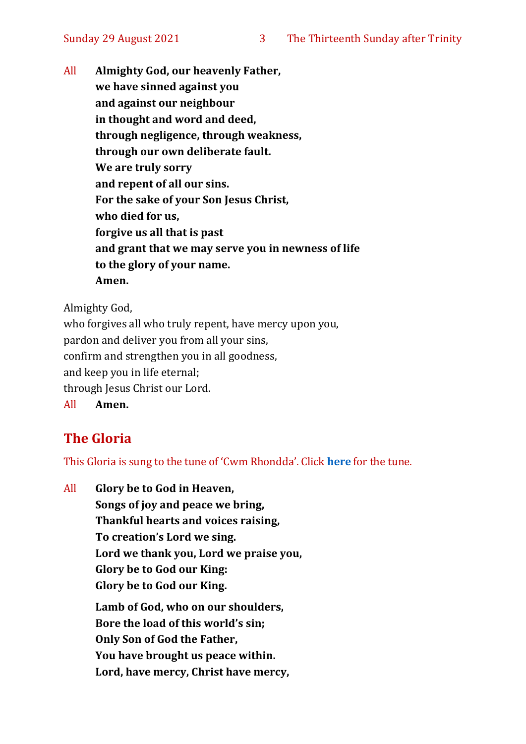All **Almighty God, our heavenly Father,**
**we have sinned against you**
**and against our neighbour**
**in thought and word and deed,**
**through negligence, through weakness,**
**through our own deliberate fault.**
**We are truly sorry**
**and repent of all our sins.**
**For the sake of your Son Jesus Christ,**
**who died for us,**
**forgive us all that is past**
**and grant that we may serve you in newness of life**
**to the glory of your name.**
**Amen.**

Almighty God,
who forgives all who truly repent, have mercy upon you,
pardon and deliver you from all your sins,
confirm and strengthen you in all goodness,
and keep you in life eternal;
through Jesus Christ our Lord.
All **Amen.**

## The Gloria

This Gloria is sung to the tune of 'Cwm Rhondda'. Click **here** for the tune.

All **Glory be to God in Heaven,**
**Songs of joy and peace we bring,**
**Thankful hearts and voices raising,**
**To creation's Lord we sing.**
**Lord we thank you, Lord we praise you,**
**Glory be to God our King:**
**Glory be to God our King.**

**Lamb of God, who on our shoulders,**
**Bore the load of this world's sin;**
**Only Son of God the Father,**
**You have brought us peace within.**
**Lord, have mercy, Christ have mercy,**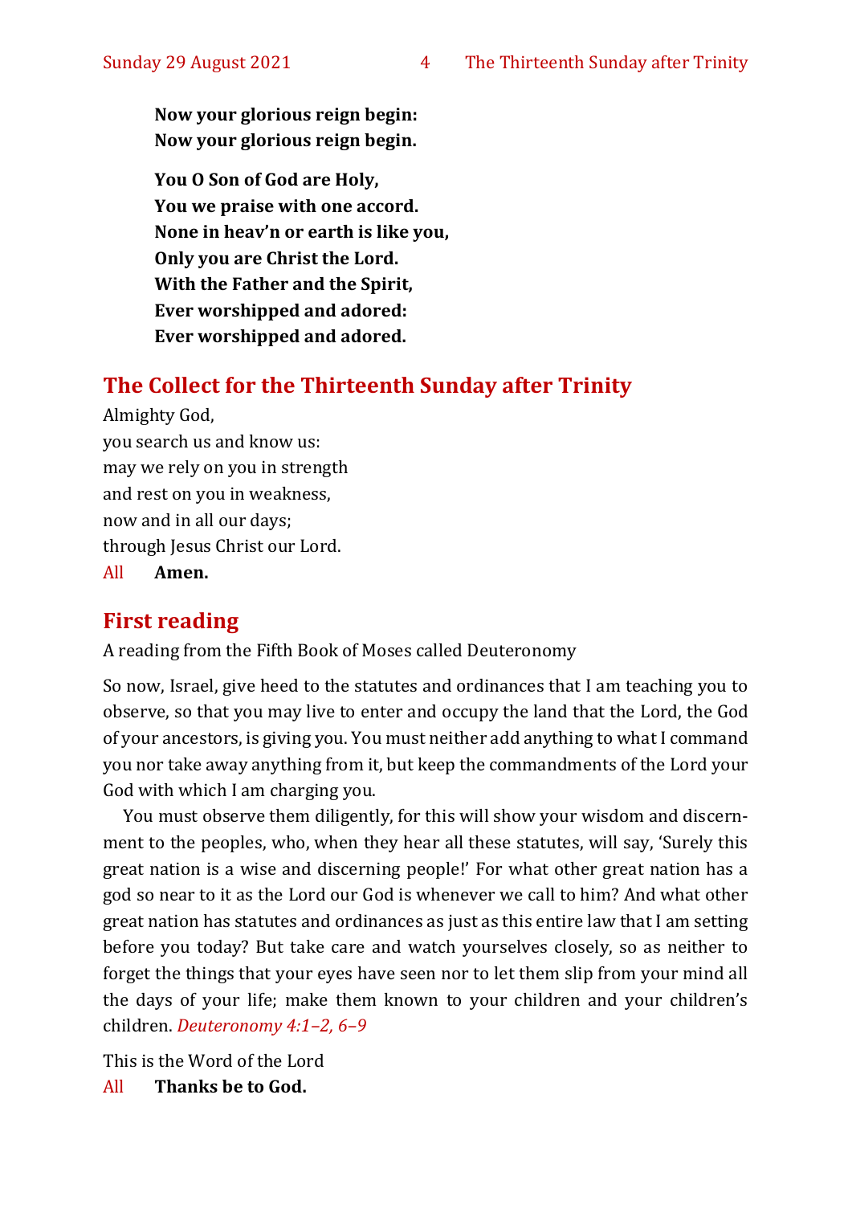**Now your glorious reign begin:**
**Now your glorious reign begin.**

**You O Son of God are Holy,**
**You we praise with one accord.**
**None in heav'n or earth is like you,**
**Only you are Christ the Lord.**
**With the Father and the Spirit,**
**Ever worshipped and adored:**
**Ever worshipped and adored.**

## The Collect for the Thirteenth Sunday after Trinity

Almighty God,
you search us and know us:
may we rely on you in strength
and rest on you in weakness,
now and in all our days;
through Jesus Christ our Lord.
All **Amen.**

## First reading

A reading from the Fifth Book of Moses called Deuteronomy

So now, Israel, give heed to the statutes and ordinances that I am teaching you to observe, so that you may live to enter and occupy the land that the Lord, the God of your ancestors, is giving you. You must neither add anything to what I command you nor take away anything from it, but keep the commandments of the Lord your God with which I am charging you.

You must observe them diligently, for this will show your wisdom and discernment to the peoples, who, when they hear all these statutes, will say, 'Surely this great nation is a wise and discerning people!' For what other great nation has a god so near to it as the Lord our God is whenever we call to him? And what other great nation has statutes and ordinances as just as this entire law that I am setting before you today? But take care and watch yourselves closely, so as neither to forget the things that your eyes have seen nor to let them slip from your mind all the days of your life; make them known to your children and your children's children. *Deuteronomy 4:1–2, 6–9*

This is the Word of the Lord
All **Thanks be to God.**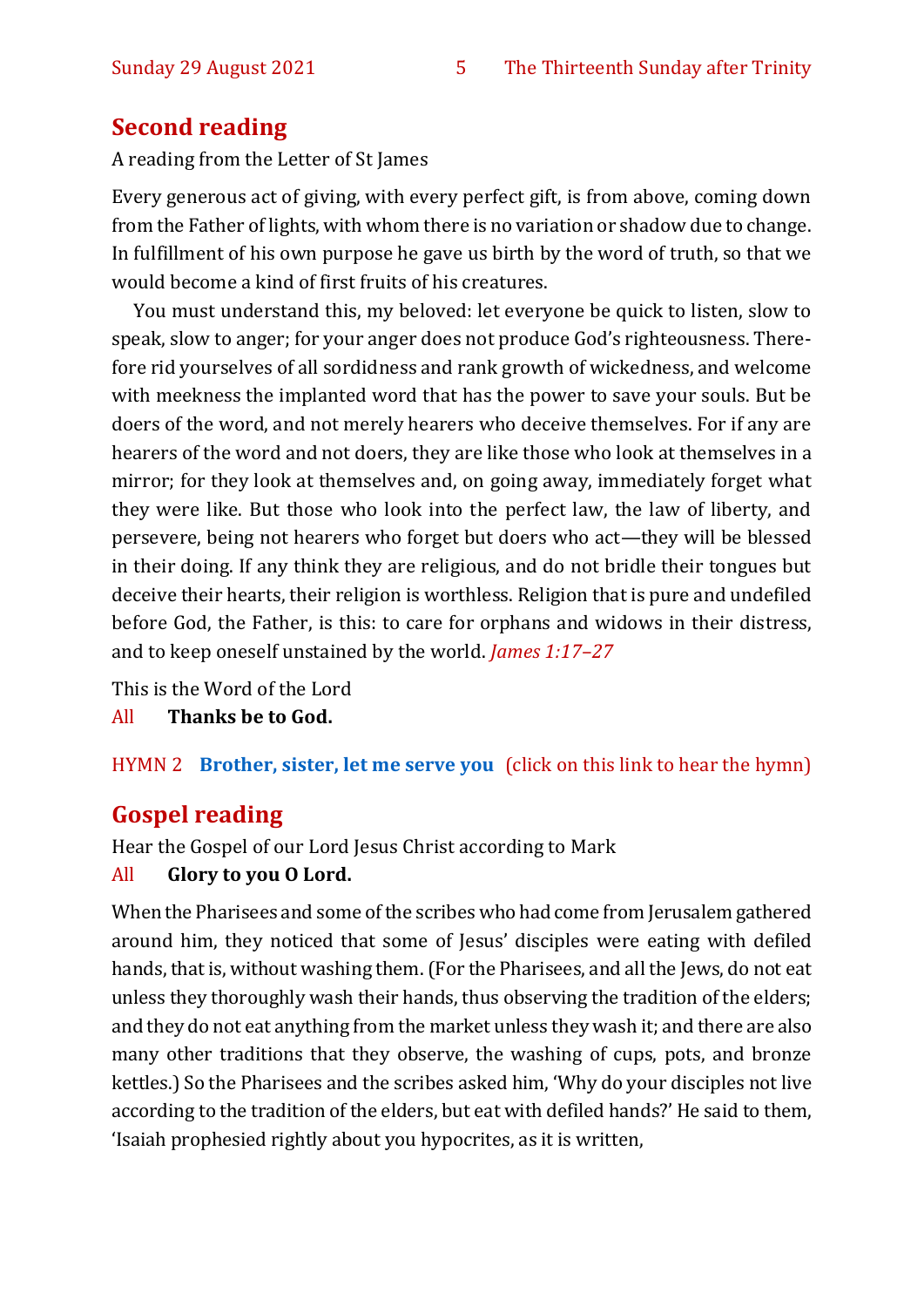## Second reading

A reading from the Letter of St James

Every generous act of giving, with every perfect gift, is from above, coming down from the Father of lights, with whom there is no variation or shadow due to change. In fulfillment of his own purpose he gave us birth by the word of truth, so that we would become a kind of first fruits of his creatures.

You must understand this, my beloved: let everyone be quick to listen, slow to speak, slow to anger; for your anger does not produce God's righteousness. Therefore rid yourselves of all sordidness and rank growth of wickedness, and welcome with meekness the implanted word that has the power to save your souls. But be doers of the word, and not merely hearers who deceive themselves. For if any are hearers of the word and not doers, they are like those who look at themselves in a mirror; for they look at themselves and, on going away, immediately forget what they were like. But those who look into the perfect law, the law of liberty, and persevere, being not hearers who forget but doers who act—they will be blessed in their doing. If any think they are religious, and do not bridle their tongues but deceive their hearts, their religion is worthless. Religion that is pure and undefiled before God, the Father, is this: to care for orphans and widows in their distress, and to keep oneself unstained by the world. *James 1:17–27*

This is the Word of the Lord

All **Thanks be to God.**

HYMN 2 **Brother, sister, let me serve you** (click on this link to hear the hymn)

## Gospel reading

Hear the Gospel of our Lord Jesus Christ according to Mark

All **Glory to you O Lord.**

When the Pharisees and some of the scribes who had come from Jerusalem gathered around him, they noticed that some of Jesus' disciples were eating with defiled hands, that is, without washing them. (For the Pharisees, and all the Jews, do not eat unless they thoroughly wash their hands, thus observing the tradition of the elders; and they do not eat anything from the market unless they wash it; and there are also many other traditions that they observe, the washing of cups, pots, and bronze kettles.) So the Pharisees and the scribes asked him, 'Why do your disciples not live according to the tradition of the elders, but eat with defiled hands?' He said to them, 'Isaiah prophesied rightly about you hypocrites, as it is written,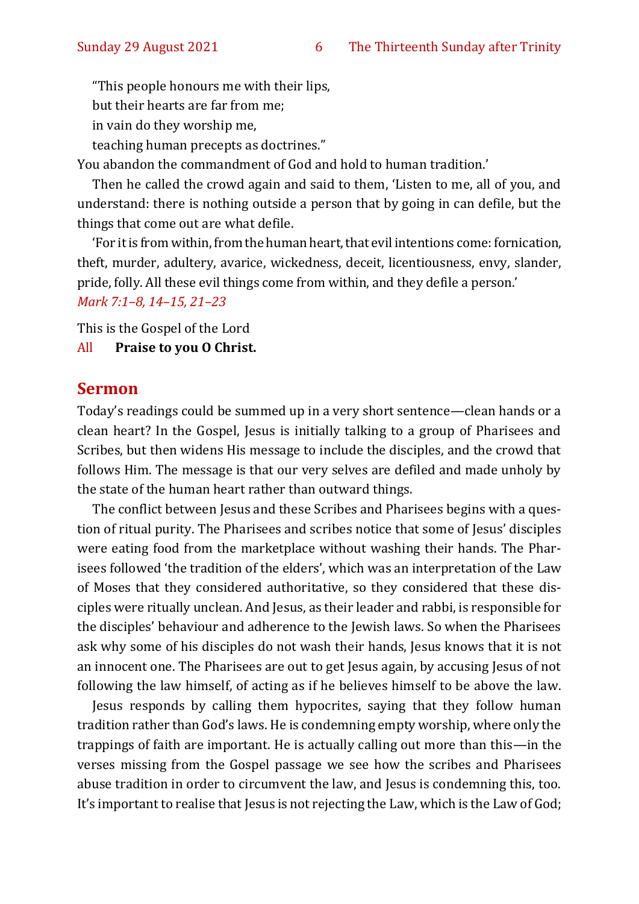"This people honours me with their lips,

but their hearts are far from me;

in vain do they worship me,

teaching human precepts as doctrines."

You abandon the commandment of God and hold to human tradition.'

Then he called the crowd again and said to them, 'Listen to me, all of you, and understand: there is nothing outside a person that by going in can defile, but the things that come out are what defile.

'For it is from within, from the human heart, that evil intentions come: fornication, theft, murder, adultery, avarice, wickedness, deceit, licentiousness, envy, slander, pride, folly. All these evil things come from within, and they defile a person.'

*Mark 7:1–8, 14–15, 21–23*

This is the Gospel of the Lord

All **Praise to you O Christ.**

## Sermon

Today's readings could be summed up in a very short sentence—clean hands or a clean heart? In the Gospel, Jesus is initially talking to a group of Pharisees and Scribes, but then widens His message to include the disciples, and the crowd that follows Him. The message is that our very selves are defiled and made unholy by the state of the human heart rather than outward things.

The conflict between Jesus and these Scribes and Pharisees begins with a question of ritual purity. The Pharisees and scribes notice that some of Jesus' disciples were eating food from the marketplace without washing their hands. The Pharisees followed 'the tradition of the elders', which was an interpretation of the Law of Moses that they considered authoritative, so they considered that these disciples were ritually unclean. And Jesus, as their leader and rabbi, is responsible for the disciples' behaviour and adherence to the Jewish laws. So when the Pharisees ask why some of his disciples do not wash their hands, Jesus knows that it is not an innocent one. The Pharisees are out to get Jesus again, by accusing Jesus of not following the law himself, of acting as if he believes himself to be above the law.

Jesus responds by calling them hypocrites, saying that they follow human tradition rather than God's laws. He is condemning empty worship, where only the trappings of faith are important. He is actually calling out more than this—in the verses missing from the Gospel passage we see how the scribes and Pharisees abuse tradition in order to circumvent the law, and Jesus is condemning this, too. It's important to realise that Jesus is not rejecting the Law, which is the Law of God;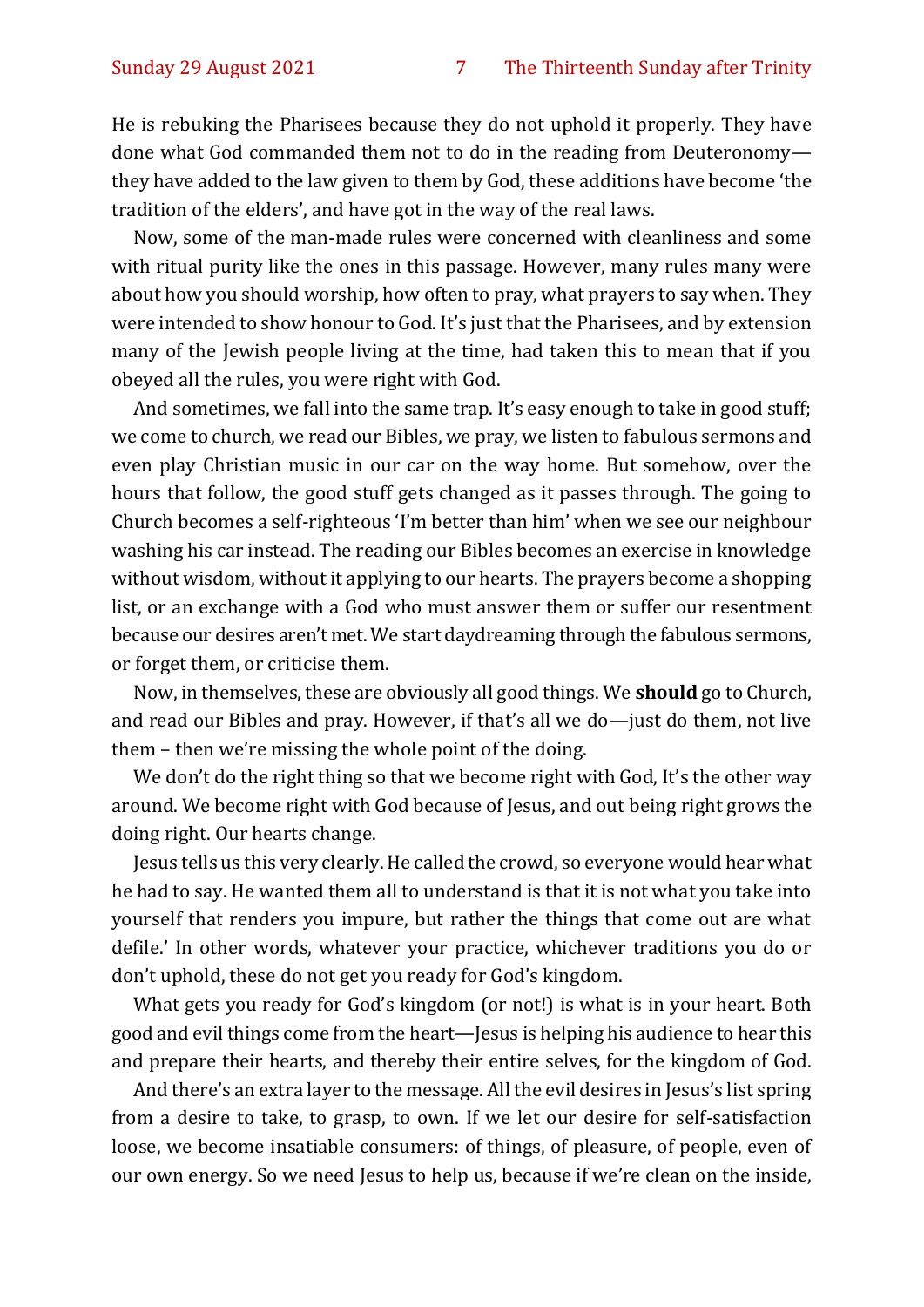He is rebuking the Pharisees because they do not uphold it properly. They have done what God commanded them not to do in the reading from Deuteronomy—they have added to the law given to them by God, these additions have become 'the tradition of the elders', and have got in the way of the real laws.

Now, some of the man-made rules were concerned with cleanliness and some with ritual purity like the ones in this passage. However, many rules many were about how you should worship, how often to pray, what prayers to say when. They were intended to show honour to God. It's just that the Pharisees, and by extension many of the Jewish people living at the time, had taken this to mean that if you obeyed all the rules, you were right with God.

And sometimes, we fall into the same trap. It's easy enough to take in good stuff; we come to church, we read our Bibles, we pray, we listen to fabulous sermons and even play Christian music in our car on the way home. But somehow, over the hours that follow, the good stuff gets changed as it passes through. The going to Church becomes a self-righteous 'I'm better than him' when we see our neighbour washing his car instead. The reading our Bibles becomes an exercise in knowledge without wisdom, without it applying to our hearts. The prayers become a shopping list, or an exchange with a God who must answer them or suffer our resentment because our desires aren't met. We start daydreaming through the fabulous sermons, or forget them, or criticise them.

Now, in themselves, these are obviously all good things. We **should** go to Church, and read our Bibles and pray. However, if that's all we do—just do them, not live them – then we're missing the whole point of the doing.

We don't do the right thing so that we become right with God, It's the other way around. We become right with God because of Jesus, and out being right grows the doing right. Our hearts change.

Jesus tells us this very clearly. He called the crowd, so everyone would hear what he had to say. He wanted them all to understand is that it is not what you take into yourself that renders you impure, but rather the things that come out are what defile.' In other words, whatever your practice, whichever traditions you do or don't uphold, these do not get you ready for God's kingdom.

What gets you ready for God's kingdom (or not!) is what is in your heart. Both good and evil things come from the heart—Jesus is helping his audience to hear this and prepare their hearts, and thereby their entire selves, for the kingdom of God.

And there's an extra layer to the message. All the evil desires in Jesus's list spring from a desire to take, to grasp, to own. If we let our desire for self-satisfaction loose, we become insatiable consumers: of things, of pleasure, of people, even of our own energy. So we need Jesus to help us, because if we're clean on the inside,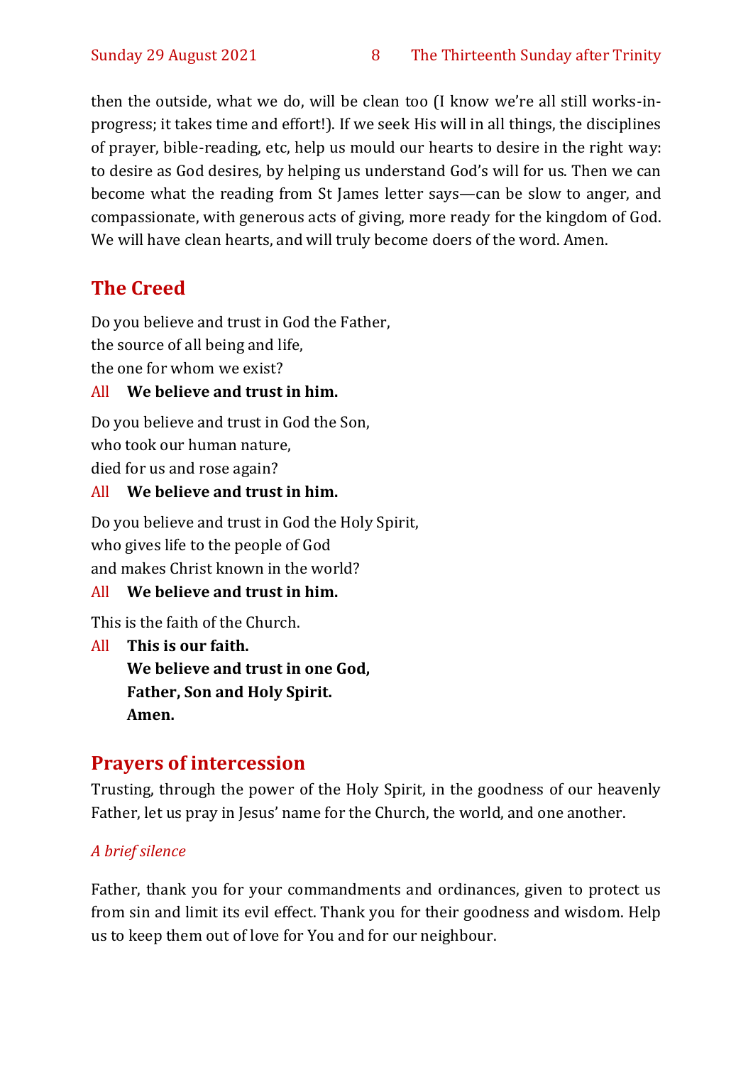then the outside, what we do, will be clean too (I know we're all still works-in-progress; it takes time and effort!). If we seek His will in all things, the disciplines of prayer, bible-reading, etc, help us mould our hearts to desire in the right way: to desire as God desires, by helping us understand God's will for us. Then we can become what the reading from St James letter says—can be slow to anger, and compassionate, with generous acts of giving, more ready for the kingdom of God. We will have clean hearts, and will truly become doers of the word. Amen.

## The Creed

Do you believe and trust in God the Father,
the source of all being and life,
the one for whom we exist?

All **We believe and trust in him.**

Do you believe and trust in God the Son,
who took our human nature,
died for us and rose again?

All **We believe and trust in him.**

Do you believe and trust in God the Holy Spirit,
who gives life to the people of God
and makes Christ known in the world?

All **We believe and trust in him.**

This is the faith of the Church.

All **This is our faith.**
**We believe and trust in one God,**
**Father, Son and Holy Spirit.**
**Amen.**

## Prayers of intercession

Trusting, through the power of the Holy Spirit, in the goodness of our heavenly Father, let us pray in Jesus' name for the Church, the world, and one another.

*A brief silence*

Father, thank you for your commandments and ordinances, given to protect us from sin and limit its evil effect. Thank you for their goodness and wisdom. Help us to keep them out of love for You and for our neighbour.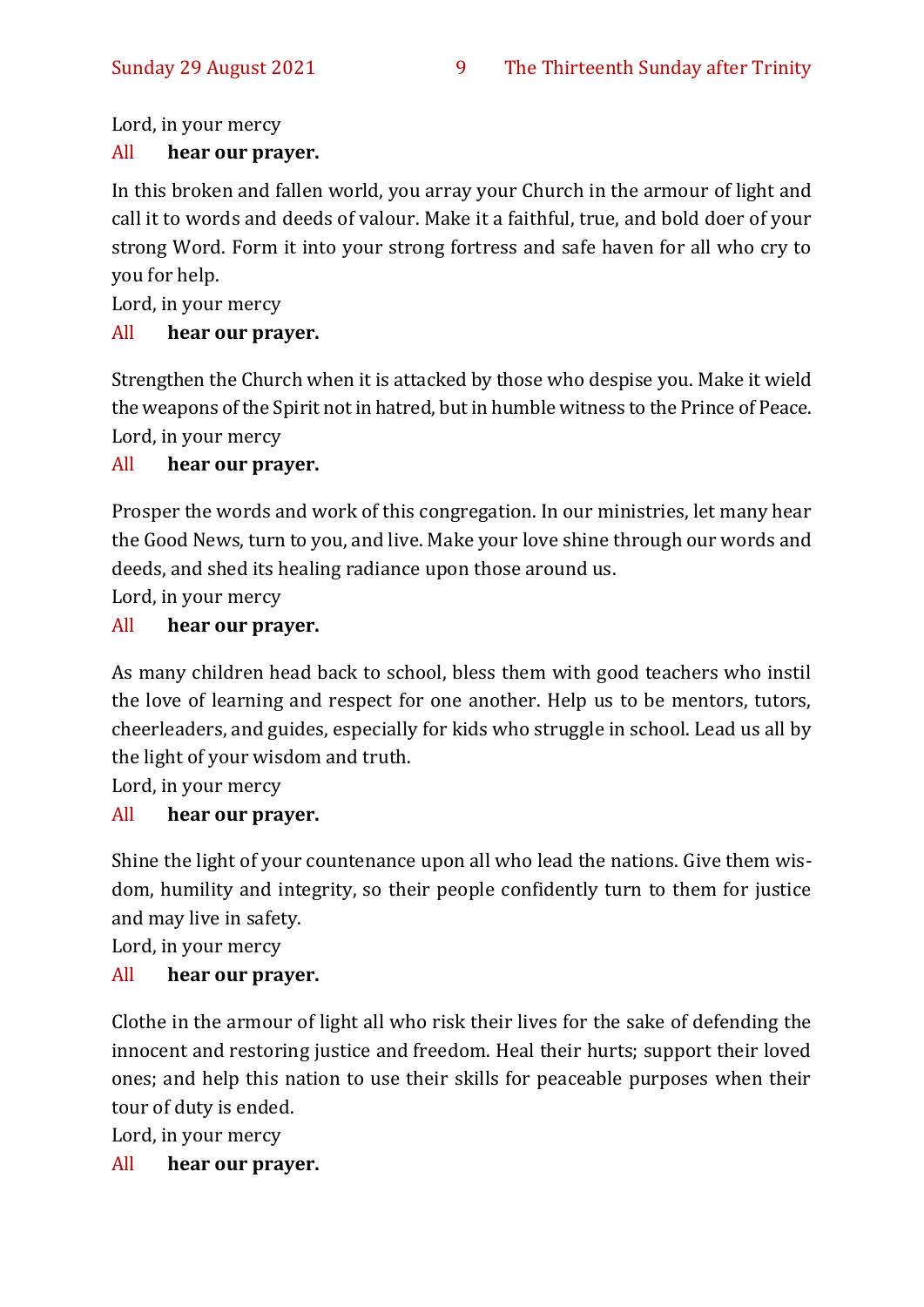Lord, in your mercy

All **hear our prayer.**

In this broken and fallen world, you array your Church in the armour of light and call it to words and deeds of valour. Make it a faithful, true, and bold doer of your strong Word. Form it into your strong fortress and safe haven for all who cry to you for help.

Lord, in your mercy

All **hear our prayer.**

Strengthen the Church when it is attacked by those who despise you. Make it wield the weapons of the Spirit not in hatred, but in humble witness to the Prince of Peace.

Lord, in your mercy

All **hear our prayer.**

Prosper the words and work of this congregation. In our ministries, let many hear the Good News, turn to you, and live. Make your love shine through our words and deeds, and shed its healing radiance upon those around us.

Lord, in your mercy

All **hear our prayer.**

As many children head back to school, bless them with good teachers who instil the love of learning and respect for one another. Help us to be mentors, tutors, cheerleaders, and guides, especially for kids who struggle in school. Lead us all by the light of your wisdom and truth.

Lord, in your mercy

All **hear our prayer.**

Shine the light of your countenance upon all who lead the nations. Give them wisdom, humility and integrity, so their people confidently turn to them for justice and may live in safety.

Lord, in your mercy

All **hear our prayer.**

Clothe in the armour of light all who risk their lives for the sake of defending the innocent and restoring justice and freedom. Heal their hurts; support their loved ones; and help this nation to use their skills for peaceable purposes when their tour of duty is ended.

Lord, in your mercy

All **hear our prayer.**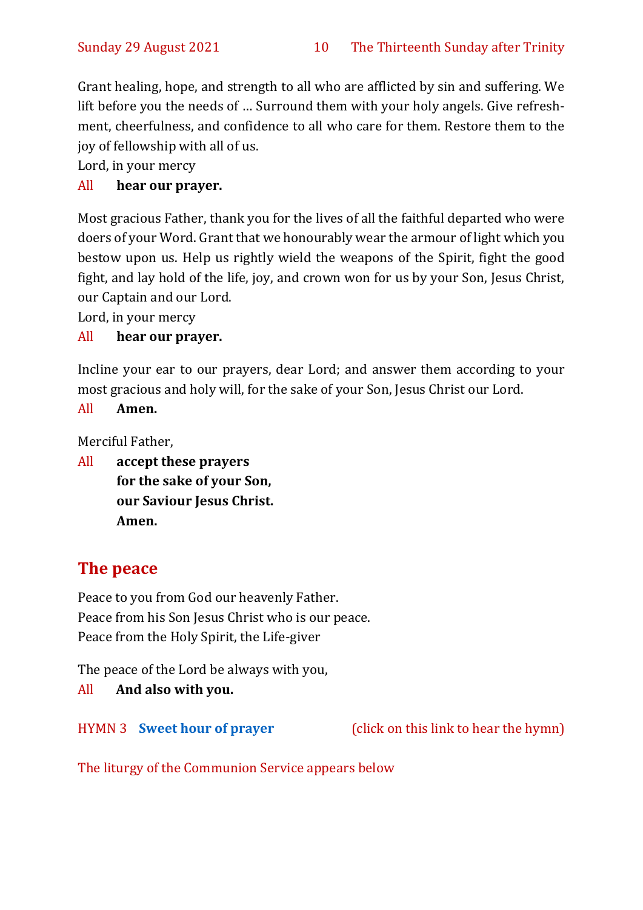Grant healing, hope, and strength to all who are afflicted by sin and suffering. We lift before you the needs of … Surround them with your holy angels. Give refreshment, cheerfulness, and confidence to all who care for them. Restore them to the joy of fellowship with all of us.

Lord, in your mercy

All **hear our prayer.**

Most gracious Father, thank you for the lives of all the faithful departed who were doers of your Word. Grant that we honourably wear the armour of light which you bestow upon us. Help us rightly wield the weapons of the Spirit, fight the good fight, and lay hold of the life, joy, and crown won for us by your Son, Jesus Christ, our Captain and our Lord.

Lord, in your mercy

All **hear our prayer.**

Incline your ear to our prayers, dear Lord; and answer them according to your most gracious and holy will, for the sake of your Son, Jesus Christ our Lord.

All **Amen.**

Merciful Father,

All **accept these prayers**
**for the sake of your Son,**
**our Saviour Jesus Christ.**
**Amen.**

## The peace

Peace to you from God our heavenly Father.
Peace from his Son Jesus Christ who is our peace.
Peace from the Holy Spirit, the Life-giver

The peace of the Lord be always with you,

All **And also with you.**

HYMN 3 **Sweet hour of prayer** (click on this link to hear the hymn)

The liturgy of the Communion Service appears below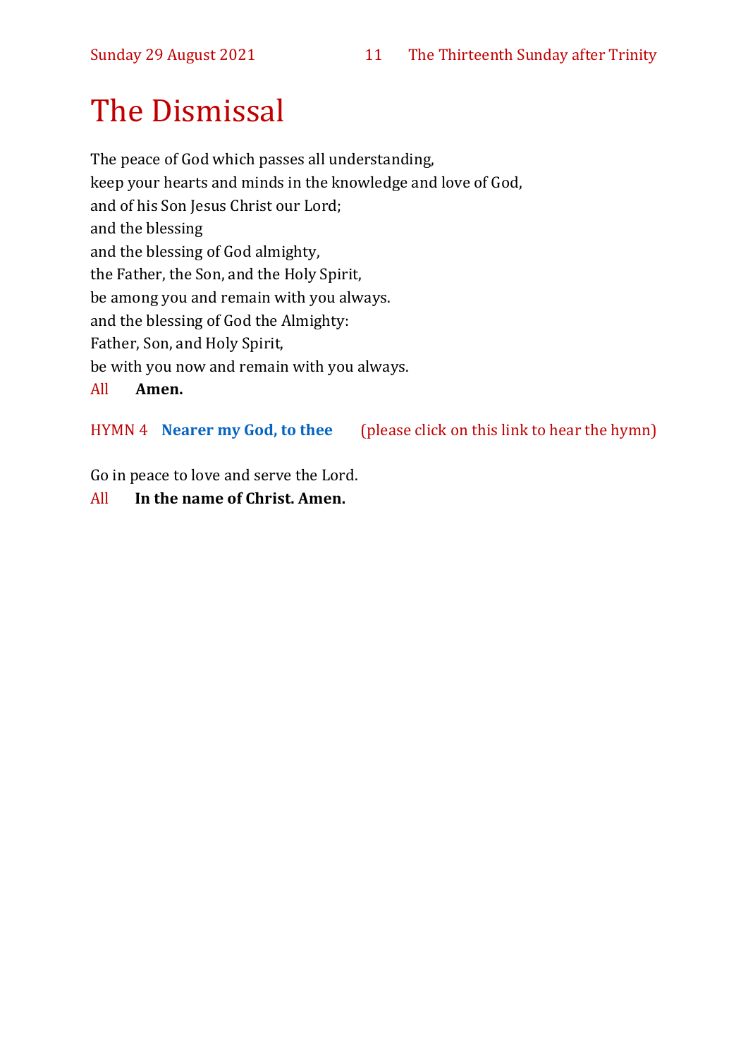# The Dismissal

The peace of God which passes all understanding,
keep your hearts and minds in the knowledge and love of God,
and of his Son Jesus Christ our Lord;
and the blessing
and the blessing of God almighty,
the Father, the Son, and the Holy Spirit,
be among you and remain with you always.
and the blessing of God the Almighty:
Father, Son, and Holy Spirit,
be with you now and remain with you always.

All **Amen.**

HYMN 4 **Nearer my God, to thee** (please click on this link to hear the hymn)

Go in peace to love and serve the Lord.

All **In the name of Christ. Amen.**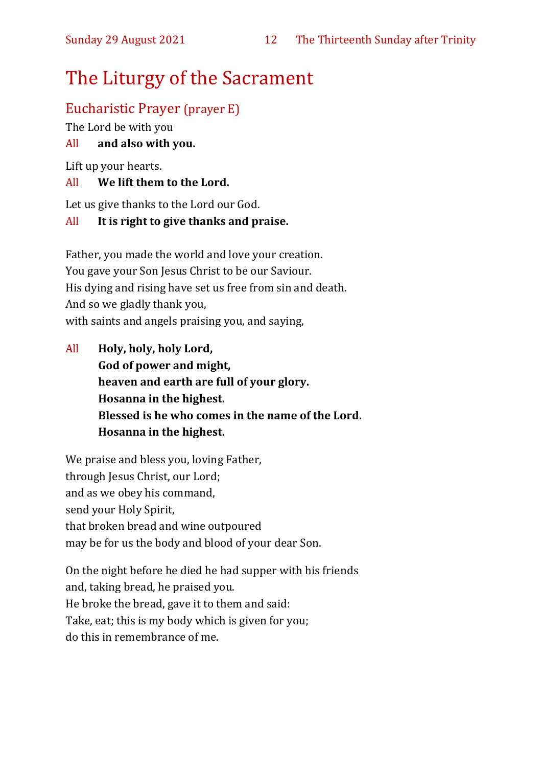# The Liturgy of the Sacrament

## Eucharistic Prayer (prayer E)

The Lord be with you

All **and also with you.**

Lift up your hearts.

All **We lift them to the Lord.**

Let us give thanks to the Lord our God.

All **It is right to give thanks and praise.**

Father, you made the world and love your creation.
You gave your Son Jesus Christ to be our Saviour.
His dying and rising have set us free from sin and death.
And so we gladly thank you,
with saints and angels praising you, and saying,

All **Holy, holy, holy Lord,**
**God of power and might,**
**heaven and earth are full of your glory.**
**Hosanna in the highest.**
**Blessed is he who comes in the name of the Lord.**
**Hosanna in the highest.**

We praise and bless you, loving Father,
through Jesus Christ, our Lord;
and as we obey his command,
send your Holy Spirit,
that broken bread and wine outpoured
may be for us the body and blood of your dear Son.

On the night before he died he had supper with his friends
and, taking bread, he praised you.
He broke the bread, gave it to them and said:
Take, eat; this is my body which is given for you;
do this in remembrance of me.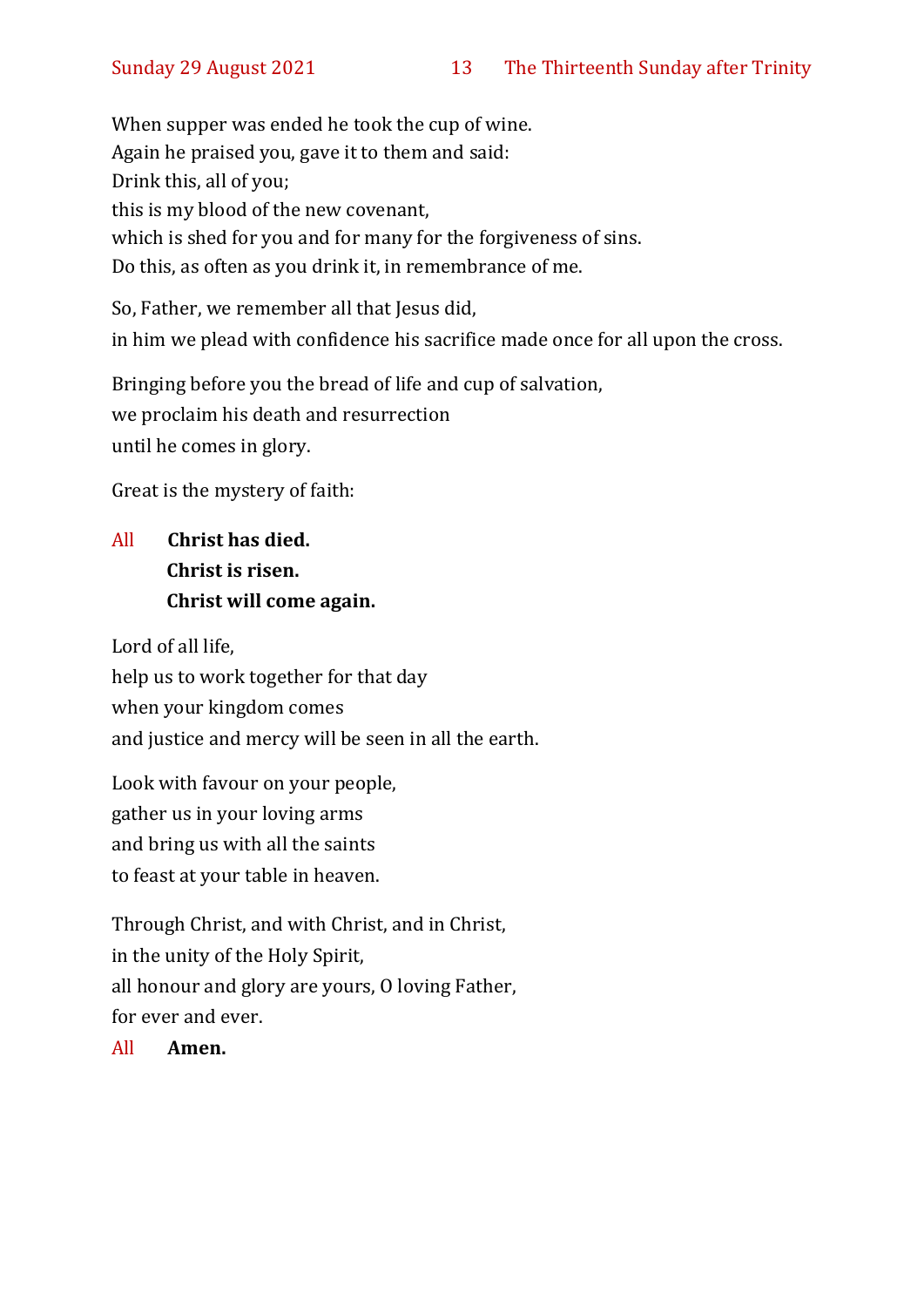When supper was ended he took the cup of wine.
Again he praised you, gave it to them and said:
Drink this, all of you;
this is my blood of the new covenant,
which is shed for you and for many for the forgiveness of sins.
Do this, as often as you drink it, in remembrance of me.

So, Father, we remember all that Jesus did,
in him we plead with confidence his sacrifice made once for all upon the cross.

Bringing before you the bread of life and cup of salvation,
we proclaim his death and resurrection
until he comes in glory.

Great is the mystery of faith:

All **Christ has died.**
**Christ is risen.**
**Christ will come again.**

Lord of all life,
help us to work together for that day
when your kingdom comes
and justice and mercy will be seen in all the earth.

Look with favour on your people,
gather us in your loving arms
and bring us with all the saints
to feast at your table in heaven.

Through Christ, and with Christ, and in Christ,
in the unity of the Holy Spirit,
all honour and glory are yours, O loving Father,
for ever and ever.

All **Amen.**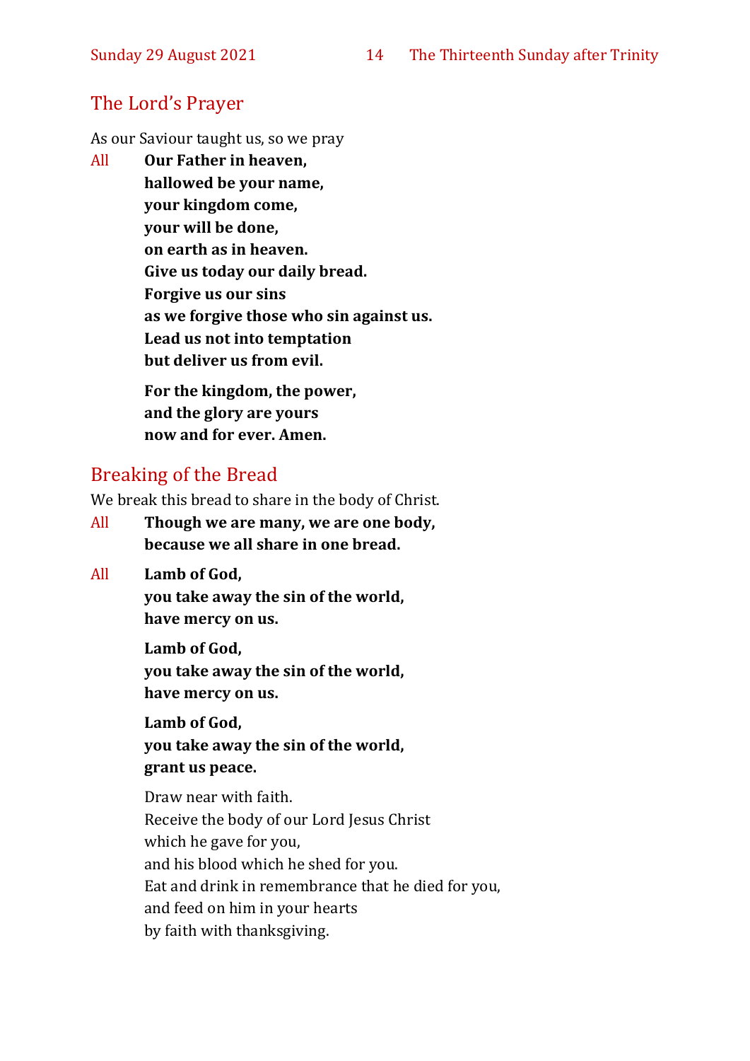## The Lord's Prayer

As our Saviour taught us, so we pray

All **Our Father in heaven,**
**hallowed be your name,**
**your kingdom come,**
**your will be done,**
**on earth as in heaven.**
**Give us today our daily bread.**
**Forgive us our sins**
**as we forgive those who sin against us.**
**Lead us not into temptation**
**but deliver us from evil.**

**For the kingdom, the power,**
**and the glory are yours**
**now and for ever. Amen.**

## Breaking of the Bread

We break this bread to share in the body of Christ.

All **Though we are many, we are one body,**
**because we all share in one bread.**

All **Lamb of God,**
**you take away the sin of the world,**
**have mercy on us.**

**Lamb of God,**
**you take away the sin of the world,**
**have mercy on us.**

**Lamb of God,**
**you take away the sin of the world,**
**grant us peace.**

Draw near with faith.
Receive the body of our Lord Jesus Christ
which he gave for you,
and his blood which he shed for you.
Eat and drink in remembrance that he died for you,
and feed on him in your hearts
by faith with thanksgiving.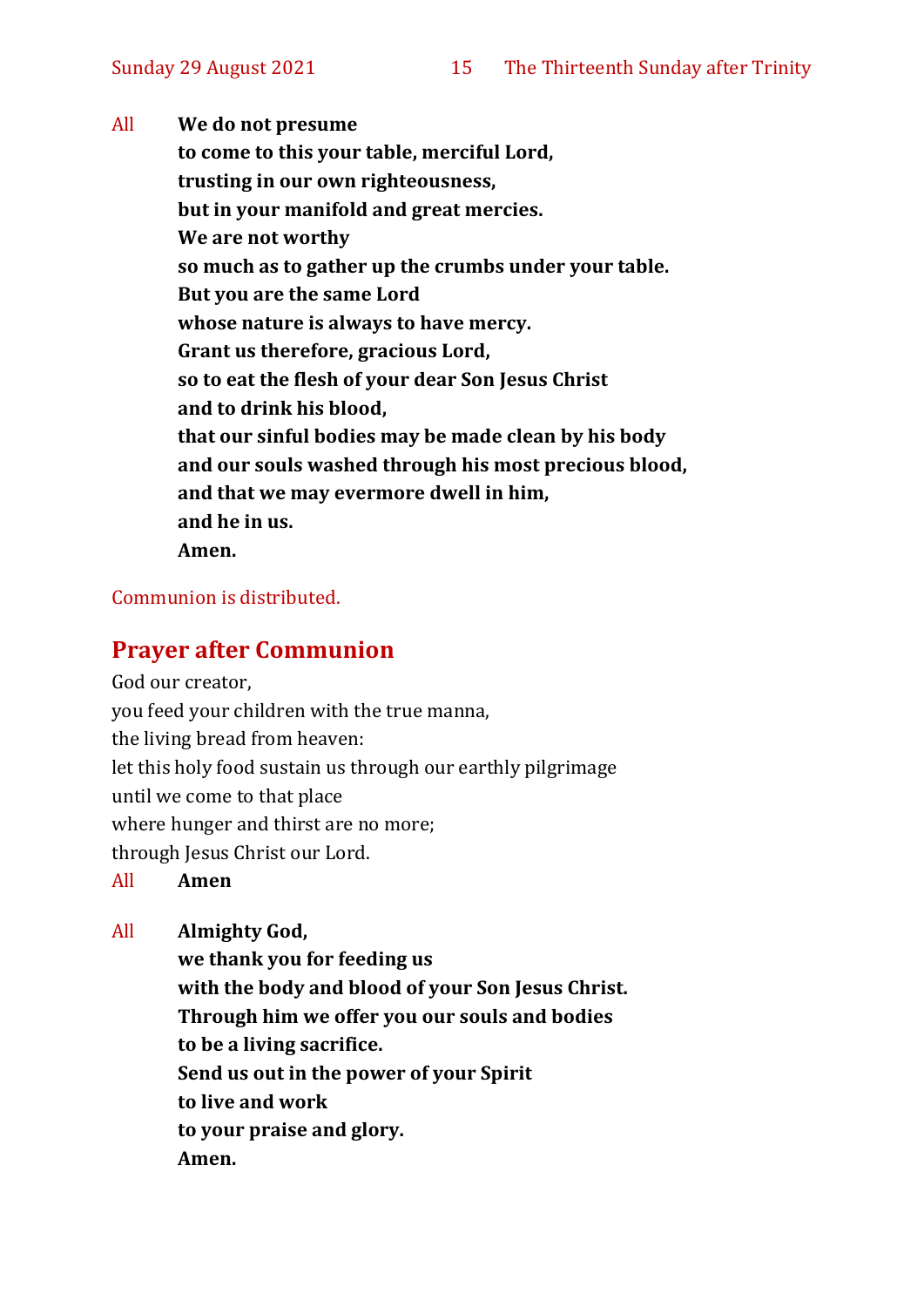All **We do not presume**
**to come to this your table, merciful Lord,**
**trusting in our own righteousness,**
**but in your manifold and great mercies.**
**We are not worthy**
**so much as to gather up the crumbs under your table.**
**But you are the same Lord**
**whose nature is always to have mercy.**
**Grant us therefore, gracious Lord,**
**so to eat the flesh of your dear Son Jesus Christ**
**and to drink his blood,**
**that our sinful bodies may be made clean by his body**
**and our souls washed through his most precious blood,**
**and that we may evermore dwell in him,**
**and he in us.**
**Amen.**

Communion is distributed.

## Prayer after Communion

God our creator,
you feed your children with the true manna,
the living bread from heaven:
let this holy food sustain us through our earthly pilgrimage
until we come to that place
where hunger and thirst are no more;
through Jesus Christ our Lord.

All **Amen**

All **Almighty God,**
**we thank you for feeding us**
**with the body and blood of your Son Jesus Christ.**
**Through him we offer you our souls and bodies**
**to be a living sacrifice.**
**Send us out in the power of your Spirit**
**to live and work**
**to your praise and glory.**
**Amen.**